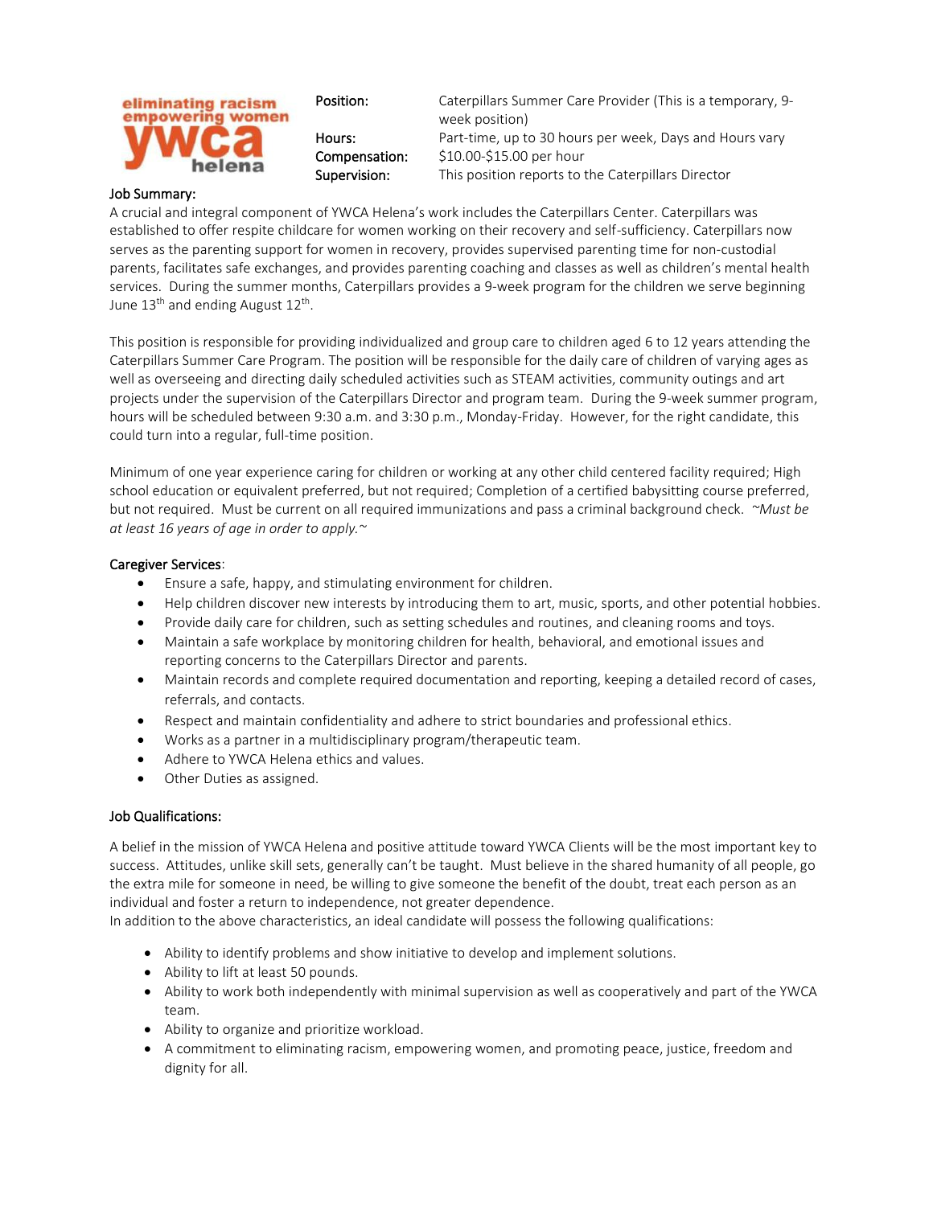eliminating racism
empowering women
ywca
helena

| | |
|---|---|
| **Position:** | Caterpillars Summer Care Provider (This is a temporary, 9-week position) |
| **Hours:** | Part-time, up to 30 hours per week, Days and Hours vary |
| **Compensation:** | $10.00-$15.00 per hour |
| **Supervision:** | This position reports to the Caterpillars Director |

## Job Summary:

A crucial and integral component of YWCA Helena's work includes the Caterpillars Center. Caterpillars was established to offer respite childcare for women working on their recovery and self-sufficiency. Caterpillars now serves as the parenting support for women in recovery, provides supervised parenting time for non-custodial parents, facilitates safe exchanges, and provides parenting coaching and classes as well as children's mental health services. During the summer months, Caterpillars provides a 9-week program for the children we serve beginning June 13th and ending August 12th.

This position is responsible for providing individualized and group care to children aged 6 to 12 years attending the Caterpillars Summer Care Program. The position will be responsible for the daily care of children of varying ages as well as overseeing and directing daily scheduled activities such as STEAM activities, community outings and art projects under the supervision of the Caterpillars Director and program team. During the 9-week summer program, hours will be scheduled between 9:30 a.m. and 3:30 p.m., Monday-Friday. However, for the right candidate, this could turn into a regular, full-time position.

Minimum of one year experience caring for children or working at any other child centered facility required; High school education or equivalent preferred, but not required; Completion of a certified babysitting course preferred, but not required. Must be current on all required immunizations and pass a criminal background check. *~Must be at least 16 years of age in order to apply.~*

## Caregiver Services:

- Ensure a safe, happy, and stimulating environment for children.
- Help children discover new interests by introducing them to art, music, sports, and other potential hobbies.
- Provide daily care for children, such as setting schedules and routines, and cleaning rooms and toys.
- Maintain a safe workplace by monitoring children for health, behavioral, and emotional issues and reporting concerns to the Caterpillars Director and parents.
- Maintain records and complete required documentation and reporting, keeping a detailed record of cases, referrals, and contacts.
- Respect and maintain confidentiality and adhere to strict boundaries and professional ethics.
- Works as a partner in a multidisciplinary program/therapeutic team.
- Adhere to YWCA Helena ethics and values.
- Other Duties as assigned.

## Job Qualifications:

A belief in the mission of YWCA Helena and positive attitude toward YWCA Clients will be the most important key to success. Attitudes, unlike skill sets, generally can't be taught. Must believe in the shared humanity of all people, go the extra mile for someone in need, be willing to give someone the benefit of the doubt, treat each person as an individual and foster a return to independence, not greater dependence.
In addition to the above characteristics, an ideal candidate will possess the following qualifications:

- Ability to identify problems and show initiative to develop and implement solutions.
- Ability to lift at least 50 pounds.
- Ability to work both independently with minimal supervision as well as cooperatively and part of the YWCA team.
- Ability to organize and prioritize workload.
- A commitment to eliminating racism, empowering women, and promoting peace, justice, freedom and dignity for all.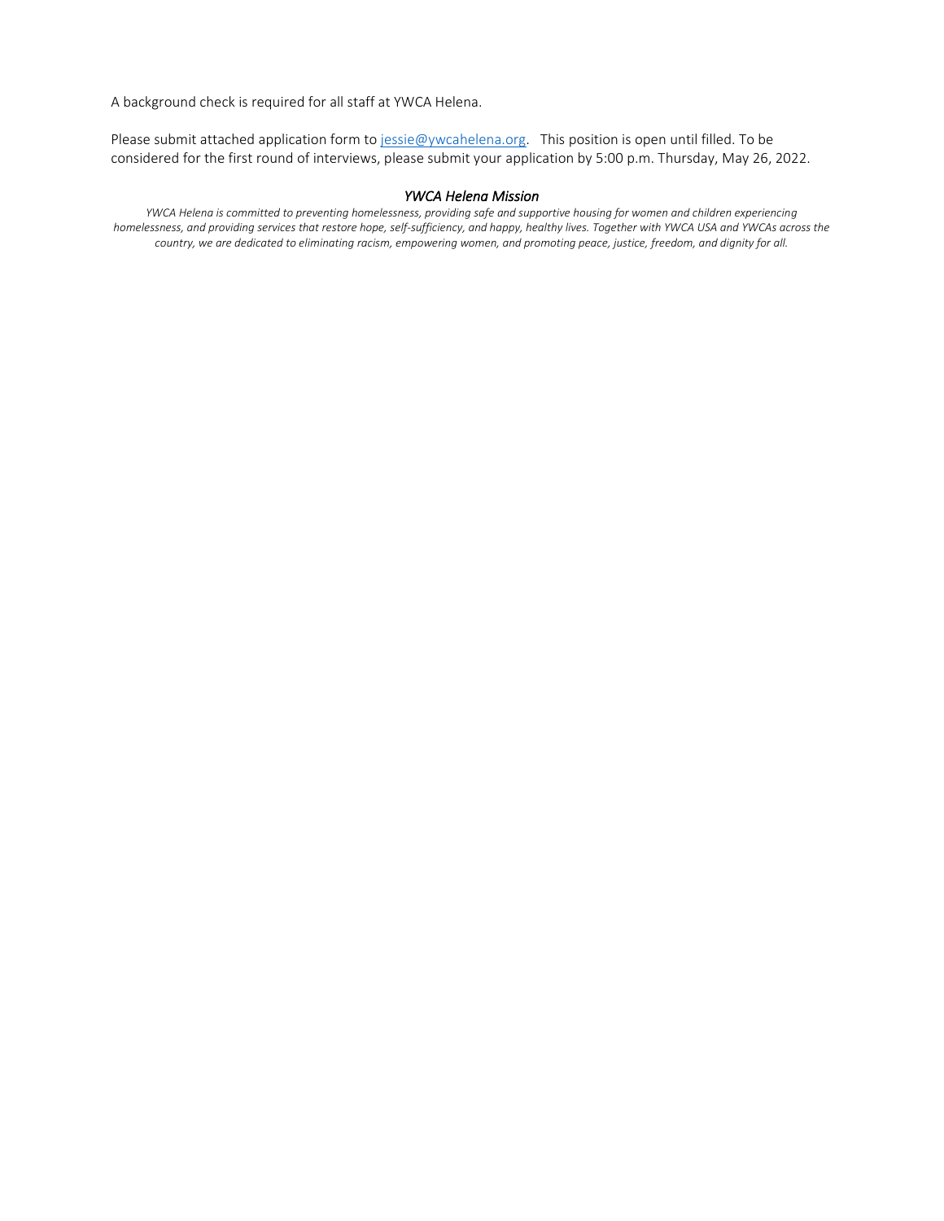A background check is required for all staff at YWCA Helena.

Please submit attached application form to [jessie@ywcahelena.org](mailto:jessie@ywcahelena.org). This position is open until filled. To be considered for the first round of interviews, please submit your application by 5:00 p.m. Thursday, May 26, 2022.

### *YWCA Helena Mission*

*YWCA Helena is committed to preventing homelessness, providing safe and supportive housing for women and children experiencing homelessness, and providing services that restore hope, self-sufficiency, and happy, healthy lives. Together with YWCA USA and YWCAs across the country, we are dedicated to eliminating racism, empowering women, and promoting peace, justice, freedom, and dignity for all.*